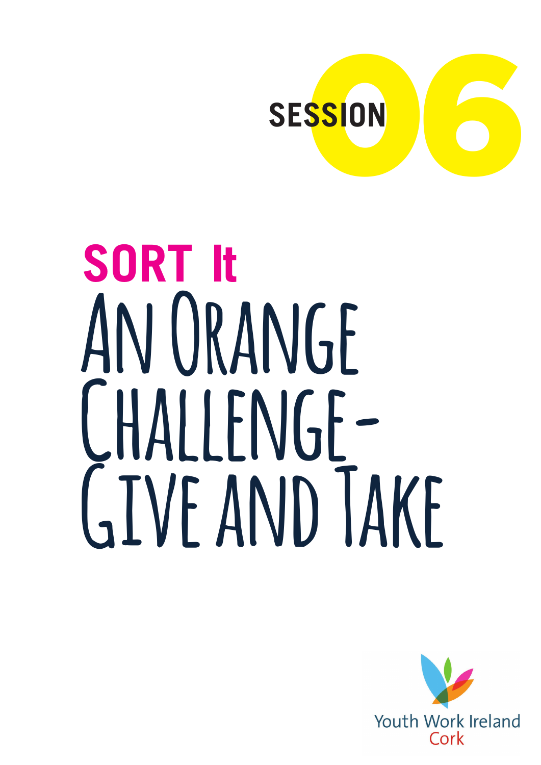SESSION 06

# SORT It

# An Orange Challenge - Give and Take

Youth Work Ireland Cork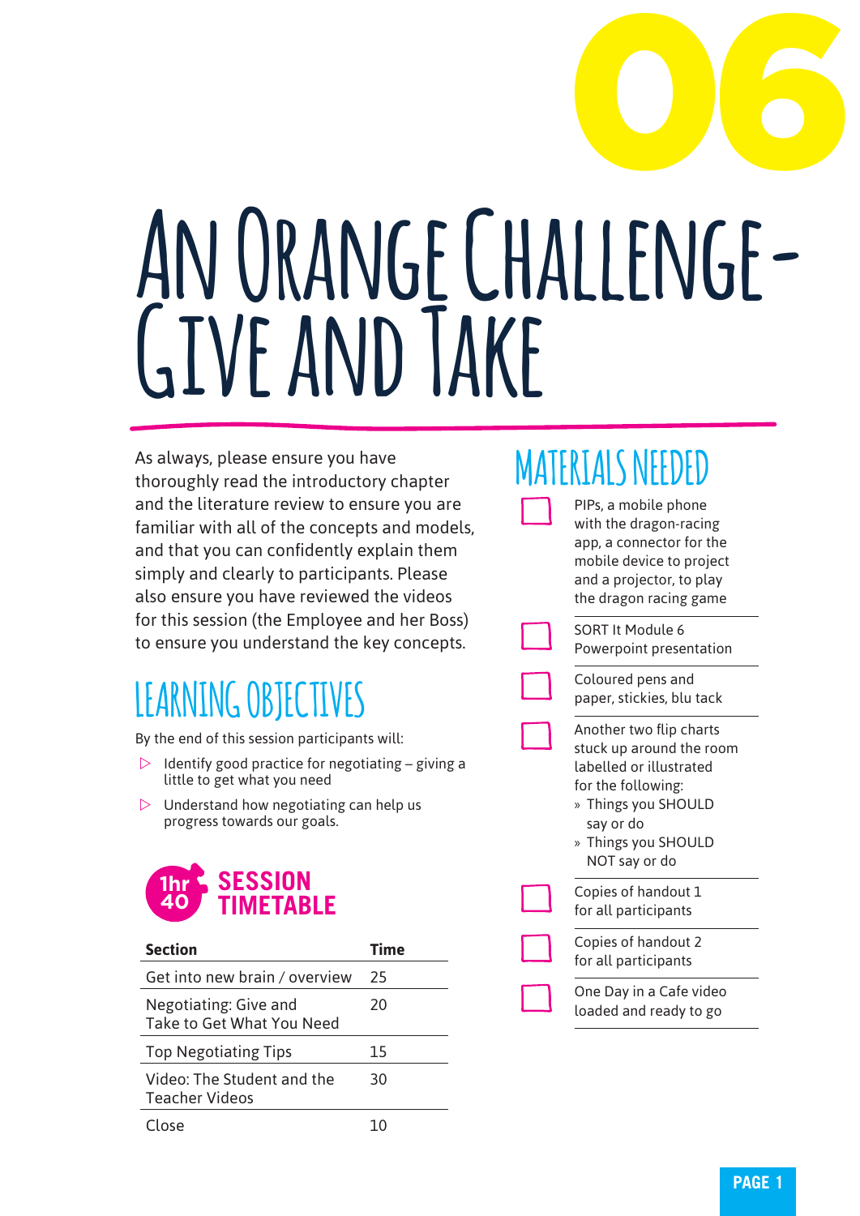# 06

# An Orange Challenge - Give and Take

As always, please ensure you have thoroughly read the introductory chapter and the literature review to ensure you are familiar with all of the concepts and models, and that you can confidently explain them simply and clearly to participants. Please also ensure you have reviewed the videos for this session (the Employee and her Boss) to ensure you understand the key concepts.

## Learning Objectives

By the end of this session participants will:

- Identify good practice for negotiating – giving a little to get what you need
- Understand how negotiating can help us progress towards our goals.

## 1hr 40 Session Timetable

| Section | Time |
|---|---|
| Get into new brain / overview | 25 |
| Negotiating: Give and Take to Get What You Need | 20 |
| Top Negotiating Tips | 15 |
| Video: The Student and the Teacher Videos | 30 |
| Close | 10 |

## Materials Needed

- ☐ PIPs, a mobile phone with the dragon-racing app, a connector for the mobile device to project and a projector, to play the dragon racing game
- ☐ SORT It Module 6 Powerpoint presentation
- ☐ Coloured pens and paper, stickies, blu tack
- ☐ Another two flip charts stuck up around the room labelled or illustrated for the following:
  - Things you SHOULD say or do
  - Things you SHOULD NOT say or do
- ☐ Copies of handout 1 for all participants
- ☐ Copies of handout 2 for all participants
- ☐ One Day in a Cafe video loaded and ready to go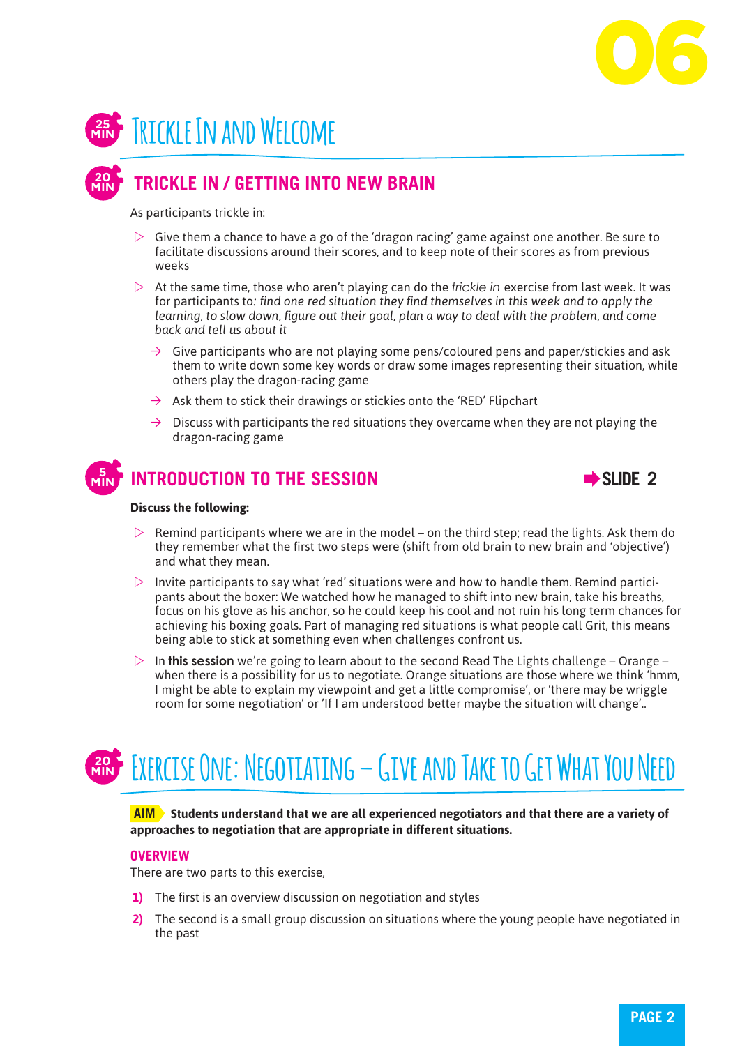# 25 MIN Trickle In and Welcome

## 20 MIN TRICKLE IN / GETTING INTO NEW BRAIN

As participants trickle in:

- Give them a chance to have a go of the 'dragon racing' game against one another. Be sure to facilitate discussions around their scores, and to keep note of their scores as from previous weeks
- At the same time, those who aren't playing can do the *trickle in* exercise from last week. It was for participants to: *find one red situation they find themselves in this week and to apply the learning, to slow down, figure out their goal, plan a way to deal with the problem, and come back and tell us about it*
  - Give participants who are not playing some pens/coloured pens and paper/stickies and ask them to write down some key words or draw some images representing their situation, while others play the dragon-racing game
  - Ask them to stick their drawings or stickies onto the 'RED' Flipchart
  - Discuss with participants the red situations they overcame when they are not playing the dragon-racing game

## 5 MIN INTRODUCTION TO THE SESSION

➡ SLIDE 2

**Discuss the following:**

- Remind participants where we are in the model – on the third step; read the lights. Ask them do they remember what the first two steps were (shift from old brain to new brain and 'objective') and what they mean.
- Invite participants to say what 'red' situations were and how to handle them. Remind participants about the boxer: We watched how he managed to shift into new brain, take his breaths, focus on his glove as his anchor, so he could keep his cool and not ruin his long term chances for achieving his boxing goals. Part of managing red situations is what people call Grit, this means being able to stick at something even when challenges confront us.
- In **this session** we're going to learn about to the second Read The Lights challenge – Orange – when there is a possibility for us to negotiate. Orange situations are those where we think 'hmm, I might be able to explain my viewpoint and get a little compromise', or 'there may be wriggle room for some negotiation' or 'If I am understood better maybe the situation will change'..

# 20 MIN Exercise One: Negotiating – Give and Take to Get What You Need

**AIM** **Students understand that we are all experienced negotiators and that there are a variety of approaches to negotiation that are appropriate in different situations.**

### OVERVIEW

There are two parts to this exercise,

1) The first is an overview discussion on negotiation and styles
2) The second is a small group discussion on situations where the young people have negotiated in the past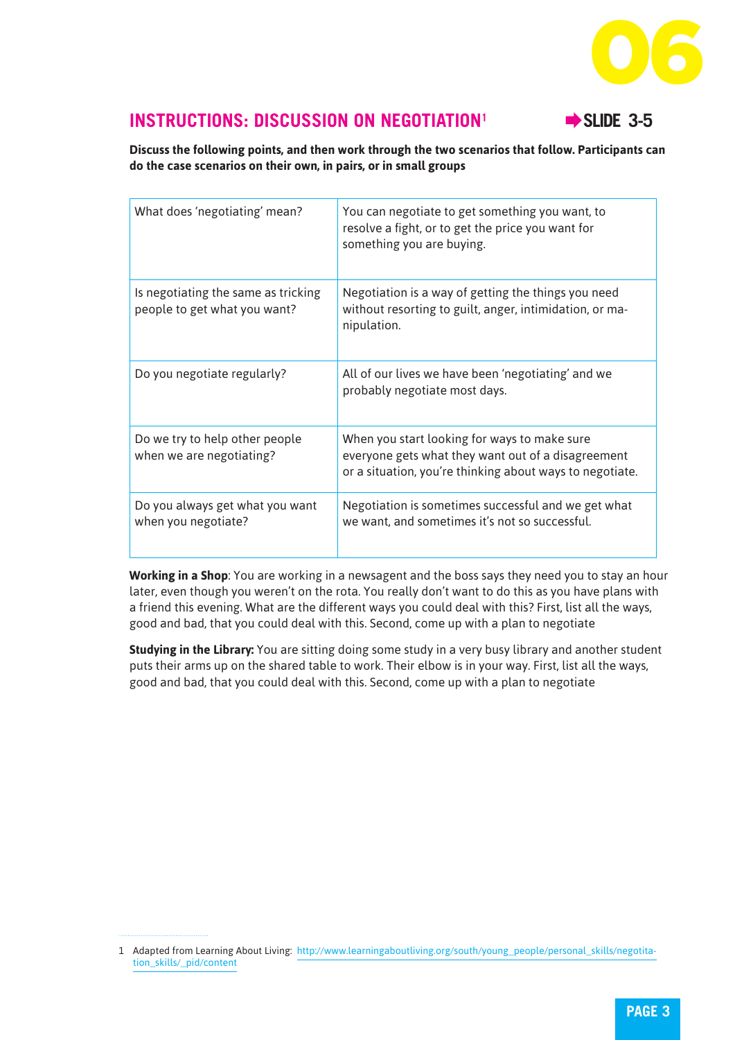06

## INSTRUCTIONS: DISCUSSION ON NEGOTIATION[1]

➡SLIDE 3-5

**Discuss the following points, and then work through the two scenarios that follow. Participants can do the case scenarios on their own, in pairs, or in small groups**

| | |
|---|---|
| What does 'negotiating' mean? | You can negotiate to get something you want, to resolve a fight, or to get the price you want for something you are buying. |
| Is negotiating the same as tricking people to get what you want? | Negotiation is a way of getting the things you need without resorting to guilt, anger, intimidation, or manipulation. |
| Do you negotiate regularly? | All of our lives we have been 'negotiating' and we probably negotiate most days. |
| Do we try to help other people when we are negotiating? | When you start looking for ways to make sure everyone gets what they want out of a disagreement or a situation, you're thinking about ways to negotiate. |
| Do you always get what you want when you negotiate? | Negotiation is sometimes successful and we get what we want, and sometimes it's not so successful. |

**Working in a Shop**: You are working in a newsagent and the boss says they need you to stay an hour later, even though you weren't on the rota. You really don't want to do this as you have plans with a friend this evening. What are the different ways you could deal with this? First, list all the ways, good and bad, that you could deal with this. Second, come up with a plan to negotiate

**Studying in the Library:** You are sitting doing some study in a very busy library and another student puts their arms up on the shared table to work. Their elbow is in your way. First, list all the ways, good and bad, that you could deal with this. Second, come up with a plan to negotiate

1 Adapted from Learning About Living: http://www.learningaboutliving.org/south/young_people/personal_skills/negotiation_skills/_pid/content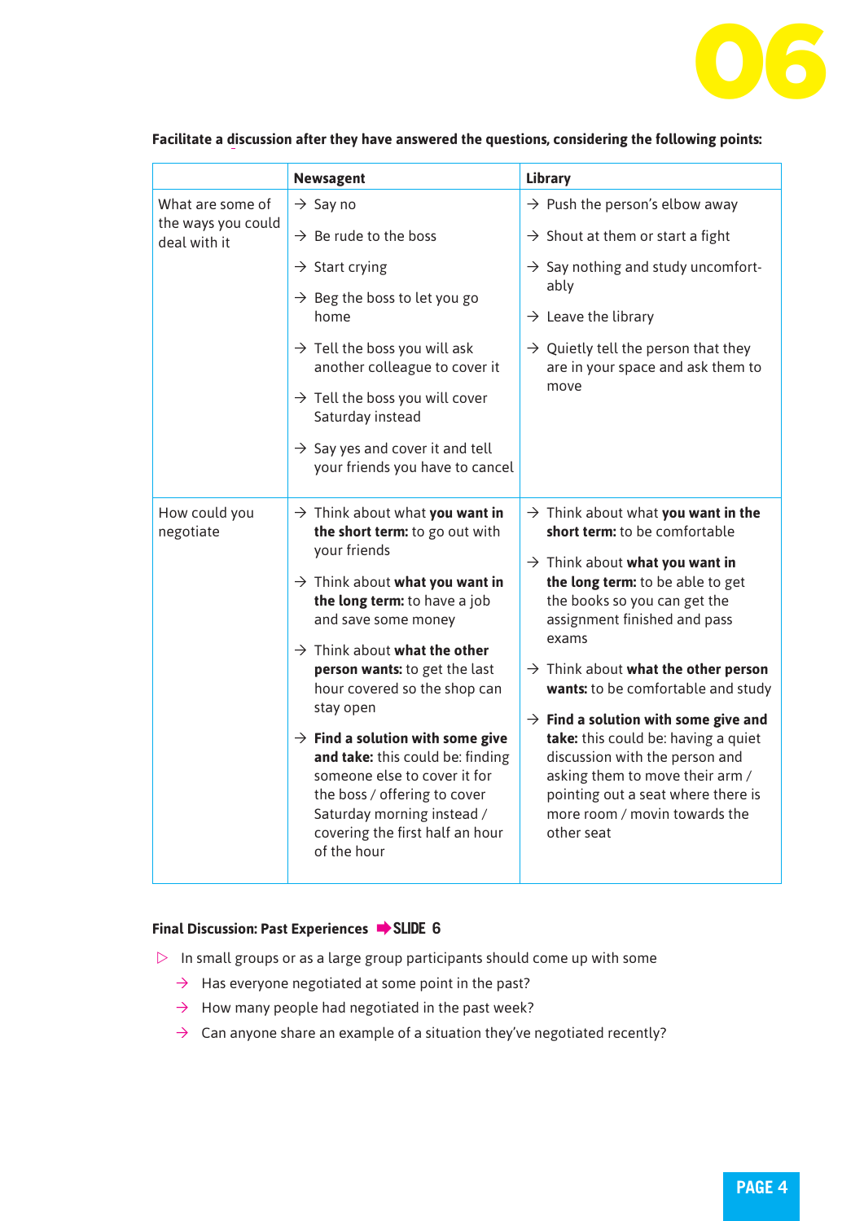**Facilitate a discussion after they have answered the questions, considering the following points:**

| | Newsagent | Library |
|---|---|---|
| What are some of the ways you could deal with it | → Say no<br>→ Be rude to the boss<br>→ Start crying<br>→ Beg the boss to let you go home<br>→ Tell the boss you will ask another colleague to cover it<br>→ Tell the boss you will cover Saturday instead<br>→ Say yes and cover it and tell your friends you have to cancel | → Push the person's elbow away<br>→ Shout at them or start a fight<br>→ Say nothing and study uncomfortably<br>→ Leave the library<br>→ Quietly tell the person that they are in your space and ask them to move |
| How could you negotiate | → Think about what **you want in the short term:** to go out with your friends<br>→ Think about what **you want in the long term:** to have a job and save some money<br>→ Think about **what the other person wants:** to get the last hour covered so the shop can stay open<br>→ **Find a solution with some give and take:** this could be: finding someone else to cover it for the boss / offering to cover Saturday morning instead / covering the first half an hour of the hour | → Think about what **you want in the short term:** to be comfortable<br>→ Think about **what you want in the long term:** to be able to get the books so you can get the assignment finished and pass exams<br>→ Think about **what the other person wants:** to be comfortable and study<br>→ **Find a solution with some give and take:** this could be: having a quiet discussion with the person and asking them to move their arm / pointing out a seat where there is more room / movin towards the other seat |

**Final Discussion: Past Experiences** ➡ **SLIDE 6**

- In small groups or as a large group participants should come up with some
  - Has everyone negotiated at some point in the past?
  - How many people had negotiated in the past week?
  - Can anyone share an example of a situation they've negotiated recently?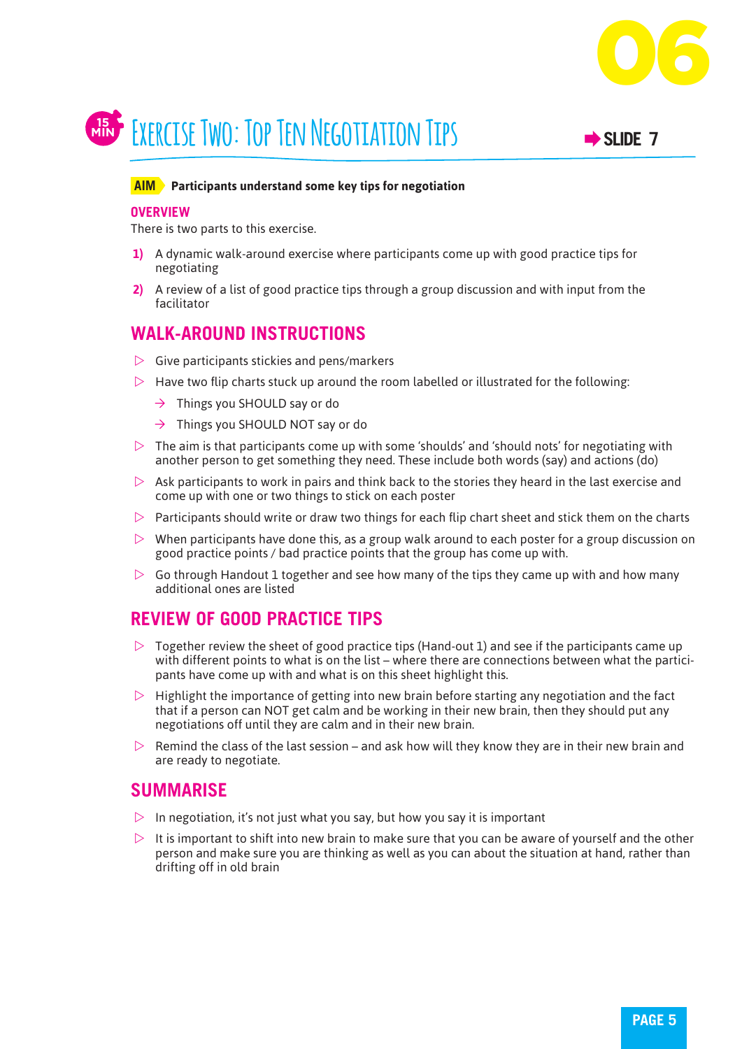06

15 MIN

# Exercise Two: Top Ten Negotiation Tips

SLIDE 7

**AIM** **Participants understand some key tips for negotiation**

## OVERVIEW

There is two parts to this exercise.

1) A dynamic walk-around exercise where participants come up with good practice tips for negotiating
2) A review of a list of good practice tips through a group discussion and with input from the facilitator

## WALK-AROUND INSTRUCTIONS

- Give participants stickies and pens/markers
- Have two flip charts stuck up around the room labelled or illustrated for the following:
  - Things you SHOULD say or do
  - Things you SHOULD NOT say or do
- The aim is that participants come up with some 'shoulds' and 'should nots' for negotiating with another person to get something they need. These include both words (say) and actions (do)
- Ask participants to work in pairs and think back to the stories they heard in the last exercise and come up with one or two things to stick on each poster
- Participants should write or draw two things for each flip chart sheet and stick them on the charts
- When participants have done this, as a group walk around to each poster for a group discussion on good practice points / bad practice points that the group has come up with.
- Go through Handout 1 together and see how many of the tips they came up with and how many additional ones are listed

## REVIEW OF GOOD PRACTICE TIPS

- Together review the sheet of good practice tips (Hand-out 1) and see if the participants came up with different points to what is on the list – where there are connections between what the participants have come up with and what is on this sheet highlight this.
- Highlight the importance of getting into new brain before starting any negotiation and the fact that if a person can NOT get calm and be working in their new brain, then they should put any negotiations off until they are calm and in their new brain.
- Remind the class of the last session – and ask how will they know they are in their new brain and are ready to negotiate.

## SUMMARISE

- In negotiation, it's not just what you say, but how you say it is important
- It is important to shift into new brain to make sure that you can be aware of yourself and the other person and make sure you are thinking as well as you can about the situation at hand, rather than drifting off in old brain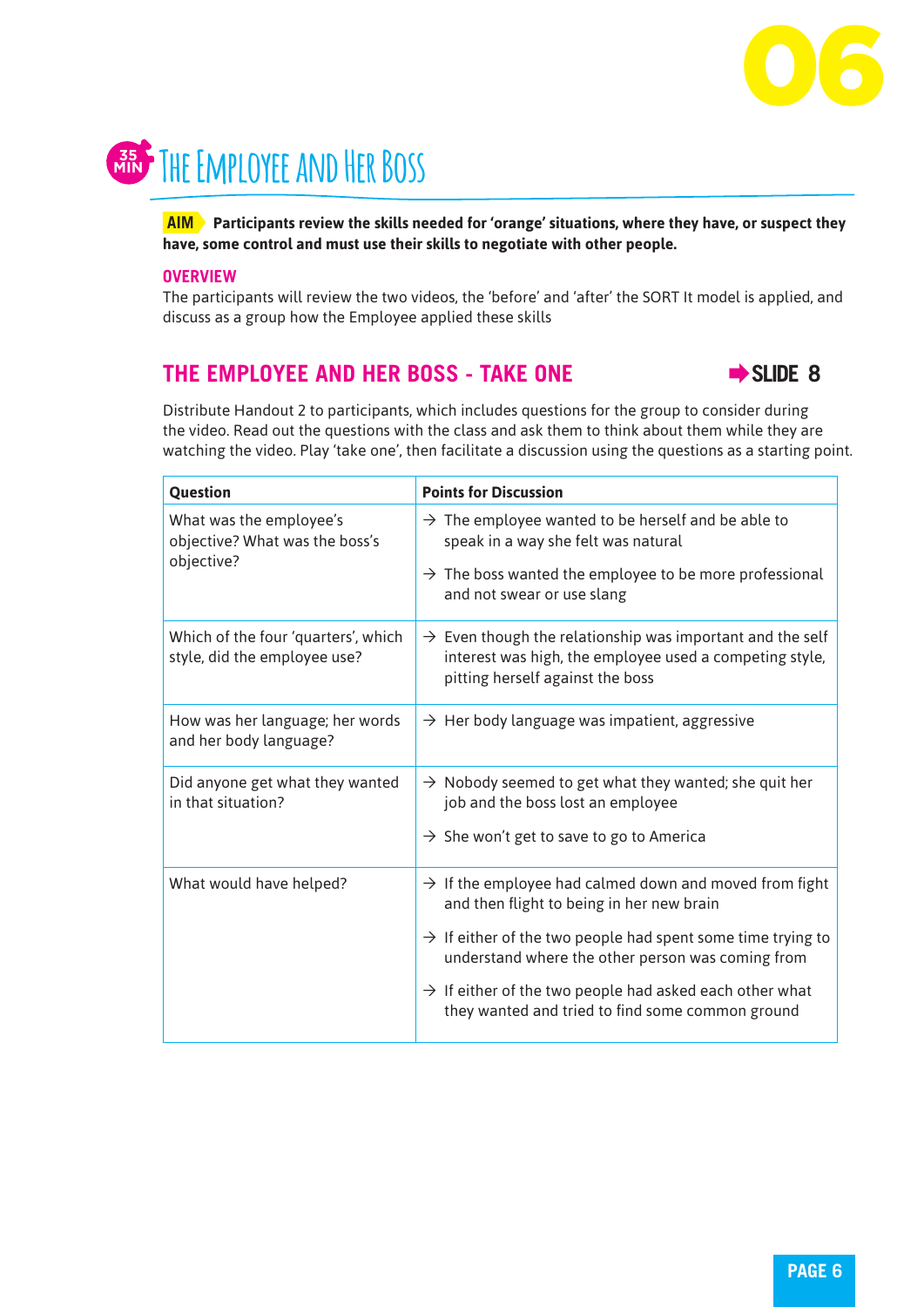# 06

## 35 MIN The Employee and Her Boss

**AIM** **Participants review the skills needed for 'orange' situations, where they have, or suspect they have, some control and must use their skills to negotiate with other people.**

**OVERVIEW**

The participants will review the two videos, the 'before' and 'after' the SORT It model is applied, and discuss as a group how the Employee applied these skills

### THE EMPLOYEE AND HER BOSS - TAKE ONE

➡ SLIDE 8

Distribute Handout 2 to participants, which includes questions for the group to consider during the video. Read out the questions with the class and ask them to think about them while they are watching the video. Play 'take one', then facilitate a discussion using the questions as a starting point.

| Question | Points for Discussion |
|---|---|
| What was the employee's objective? What was the boss's objective? | → The employee wanted to be herself and be able to speak in a way she felt was natural<br>→ The boss wanted the employee to be more professional and not swear or use slang |
| Which of the four 'quarters', which style, did the employee use? | → Even though the relationship was important and the self interest was high, the employee used a competing style, pitting herself against the boss |
| How was her language; her words and her body language? | → Her body language was impatient, aggressive |
| Did anyone get what they wanted in that situation? | → Nobody seemed to get what they wanted; she quit her job and the boss lost an employee<br>→ She won't get to save to go to America |
| What would have helped? | → If the employee had calmed down and moved from fight and then flight to being in her new brain<br>→ If either of the two people had spent some time trying to understand where the other person was coming from<br>→ If either of the two people had asked each other what they wanted and tried to find some common ground |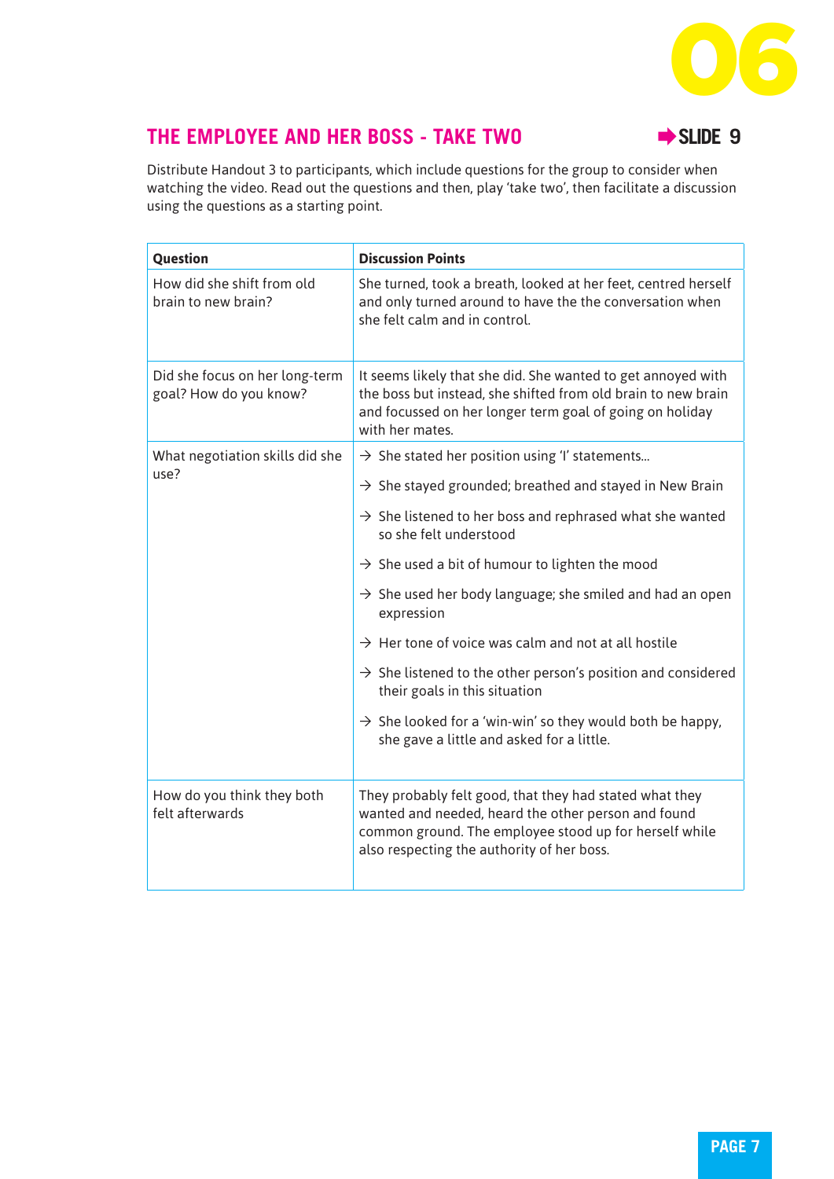# 06

## THE EMPLOYEE AND HER BOSS - TAKE TWO

➡ **SLIDE 9**

Distribute Handout 3 to participants, which include questions for the group to consider when watching the video. Read out the questions and then, play 'take two', then facilitate a discussion using the questions as a starting point.

| Question | Discussion Points |
|---|---|
| How did she shift from old brain to new brain? | She turned, took a breath, looked at her feet, centred herself and only turned around to have the the conversation when she felt calm and in control. |
| Did she focus on her long-term goal? How do you know? | It seems likely that she did. She wanted to get annoyed with the boss but instead, she shifted from old brain to new brain and focussed on her longer term goal of going on holiday with her mates. |
| What negotiation skills did she use? | → She stated her position using 'I' statements...<br>→ She stayed grounded; breathed and stayed in New Brain<br>→ She listened to her boss and rephrased what she wanted so she felt understood<br>→ She used a bit of humour to lighten the mood<br>→ She used her body language; she smiled and had an open expression<br>→ Her tone of voice was calm and not at all hostile<br>→ She listened to the other person's position and considered their goals in this situation<br>→ She looked for a 'win-win' so they would both be happy, she gave a little and asked for a little. |
| How do you think they both felt afterwards | They probably felt good, that they had stated what they wanted and needed, heard the other person and found common ground. The employee stood up for herself while also respecting the authority of her boss. |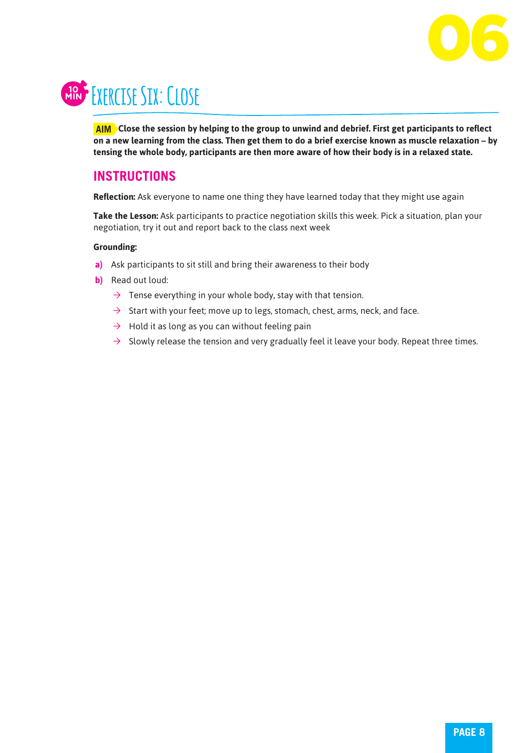# Exercise Six: Close

10 MIN

**AIM** **Close the session by helping to the group to unwind and debrief. First get participants to reflect on a new learning from the class. Then get them to do a brief exercise known as muscle relaxation – by tensing the whole body, participants are then more aware of how their body is in a relaxed state.**

## INSTRUCTIONS

**Reflection:** Ask everyone to name one thing they have learned today that they might use again

**Take the Lesson:** Ask participants to practice negotiation skills this week. Pick a situation, plan your negotiation, try it out and report back to the class next week

**Grounding:**

**a)** Ask participants to sit still and bring their awareness to their body

**b)** Read out loud:

- → Tense everything in your whole body, stay with that tension.
- → Start with your feet; move up to legs, stomach, chest, arms, neck, and face.
- → Hold it as long as you can without feeling pain
- → Slowly release the tension and very gradually feel it leave your body. Repeat three times.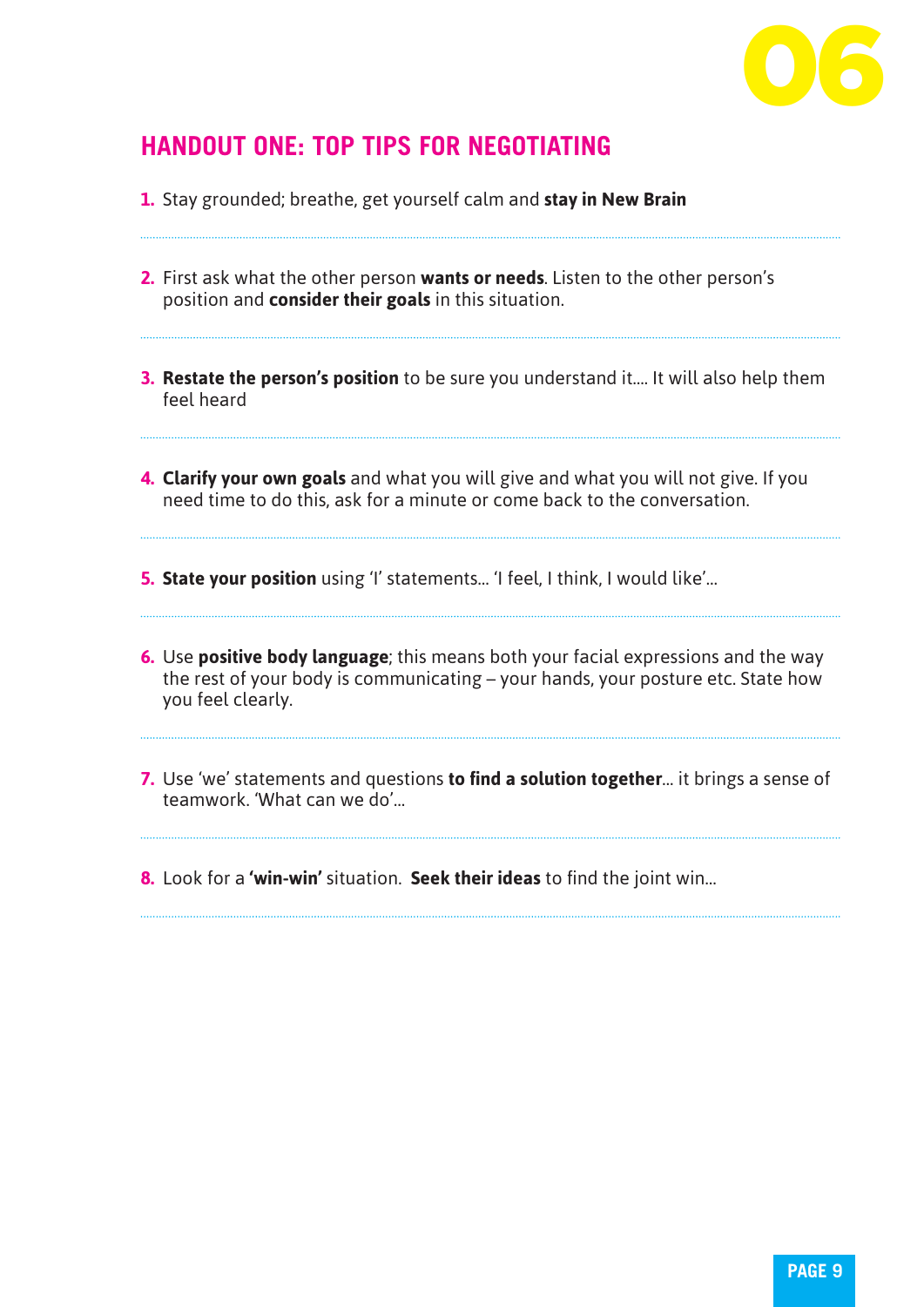## HANDOUT ONE: TOP TIPS FOR NEGOTIATING

1. Stay grounded; breathe, get yourself calm and **stay in New Brain**

2. First ask what the other person **wants or needs**. Listen to the other person's position and **consider their goals** in this situation.

3. **Restate the person's position** to be sure you understand it.... It will also help them feel heard

4. **Clarify your own goals** and what you will give and what you will not give. If you need time to do this, ask for a minute or come back to the conversation.

5. **State your position** using 'I' statements... 'I feel, I think, I would like'...

6. Use **positive body language**; this means both your facial expressions and the way the rest of your body is communicating – your hands, your posture etc. State how you feel clearly.

7. Use 'we' statements and questions **to find a solution together**... it brings a sense of teamwork. 'What can we do'...

8. Look for a **'win-win'** situation. **Seek their ideas** to find the joint win...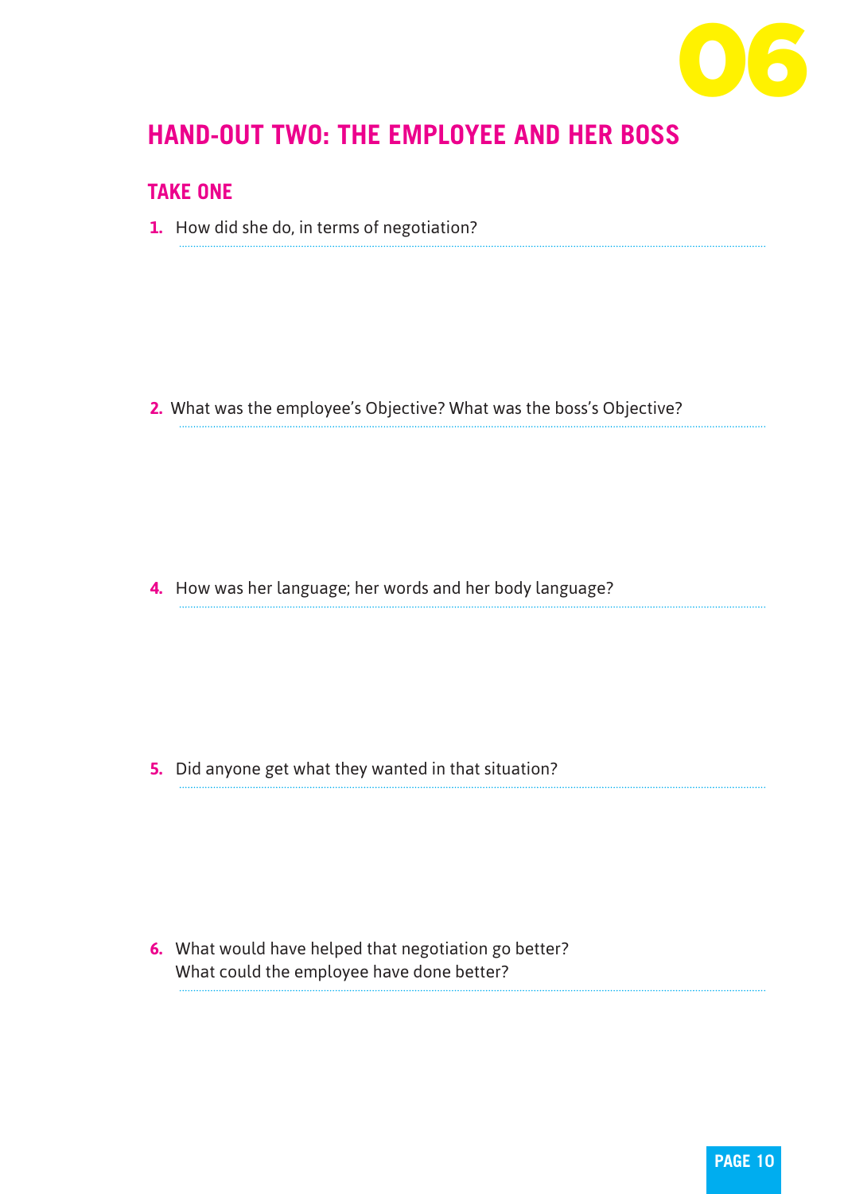## HAND-OUT TWO: THE EMPLOYEE AND HER BOSS

### TAKE ONE

1. How did she do, in terms of negotiation?

2. What was the employee's Objective? What was the boss's Objective?

4. How was her language; her words and her body language?

5. Did anyone get what they wanted in that situation?

6. What would have helped that negotiation go better?
   What could the employee have done better?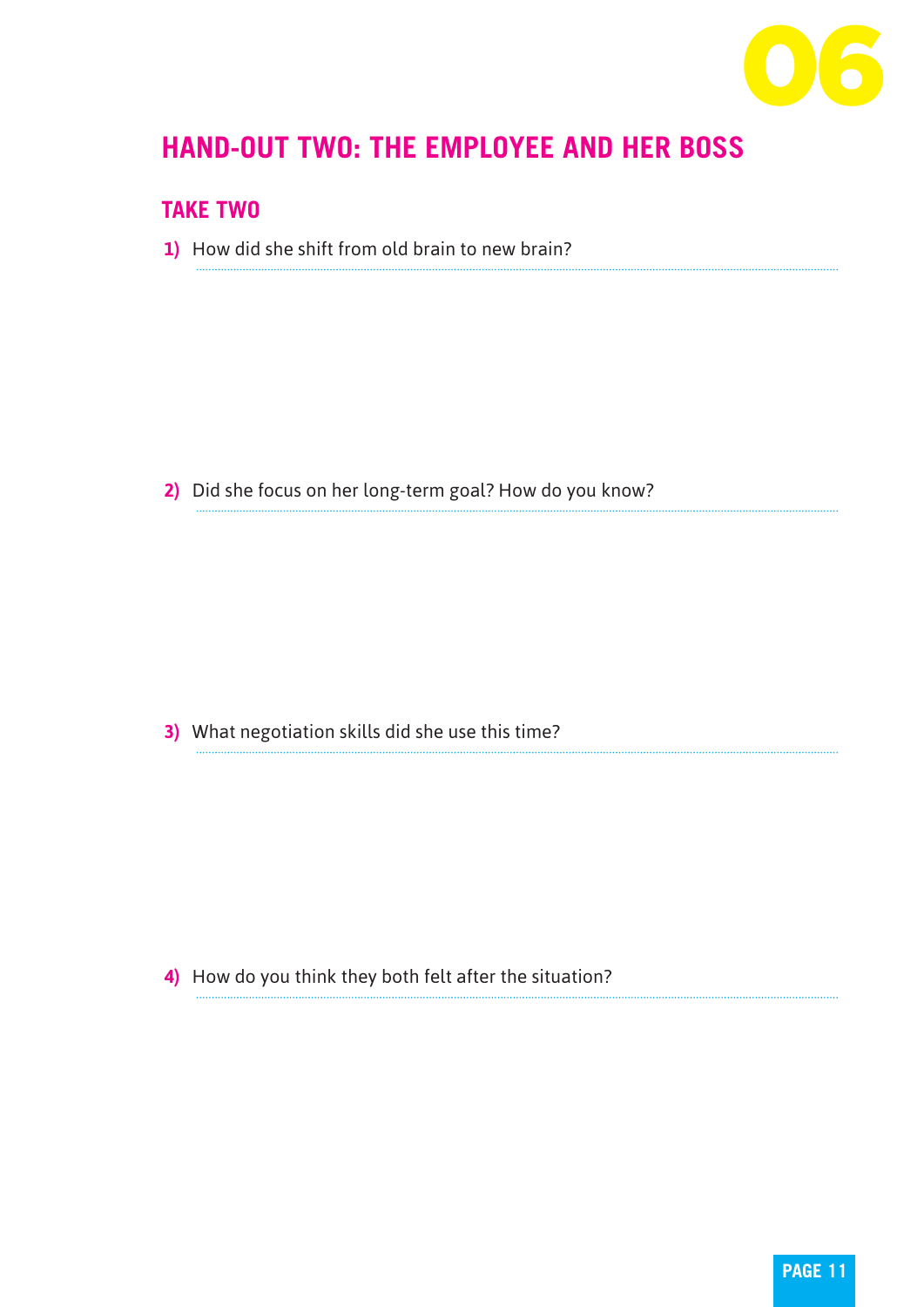06

## HAND-OUT TWO: THE EMPLOYEE AND HER BOSS

### TAKE TWO

1) How did she shift from old brain to new brain?

2) Did she focus on her long-term goal? How do you know?

3) What negotiation skills did she use this time?

4) How do you think they both felt after the situation?